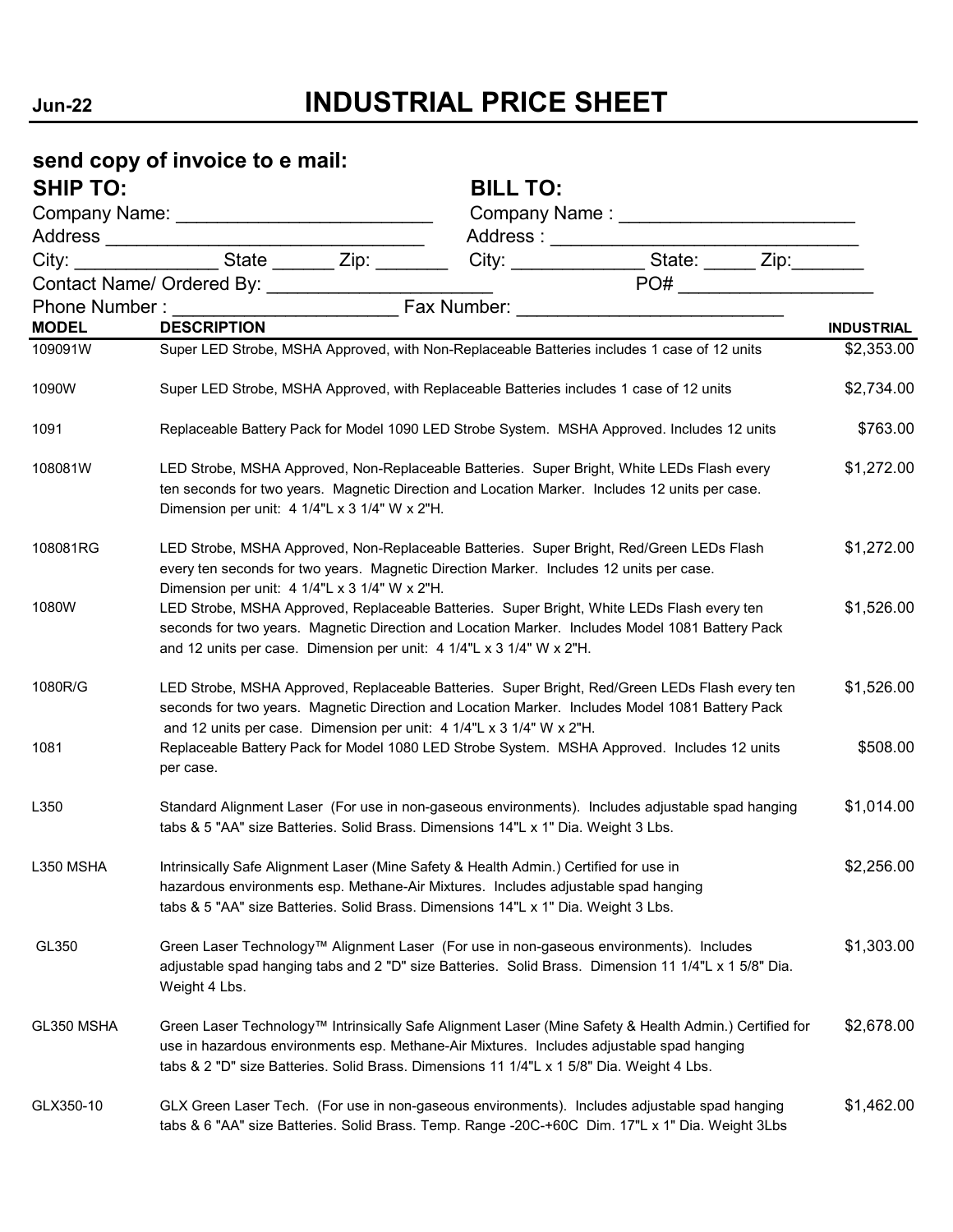**Jun-22**

# INDUSTRIAL PRICE SHEET

## send copy of invoice to e mail:

**SHIP TO:**

Company Name: ________________________

Address ______________________________

City: ______________ State ______ Zip: _______

Contact Name/ Ordered By: _____________________

Phone Number : ______________________ Fax Number: __________________________

**BILL TO:**

Company Name : ______________________

Address : _____________________________

City: _____________ State: _____ Zip:_______

PO# __________________

| MODEL | DESCRIPTION | INDUSTRIAL |
|---|---|---|
| 109091W | Super LED Strobe, MSHA Approved, with Non-Replaceable Batteries includes 1 case of 12 units | $2,353.00 |
| 1090W | Super LED Strobe, MSHA Approved, with Replaceable Batteries includes 1 case of 12 units | $2,734.00 |
| 1091 | Replaceable Battery Pack for Model 1090 LED Strobe System. MSHA Approved. Includes 12 units | $763.00 |
| 108081W | LED Strobe, MSHA Approved, Non-Replaceable Batteries. Super Bright, White LEDs Flash every ten seconds for two years. Magnetic Direction and Location Marker. Includes 12 units per case. Dimension per unit: 4 1/4"L x 3 1/4" W x 2"H. | $1,272.00 |
| 108081RG | LED Strobe, MSHA Approved, Non-Replaceable Batteries. Super Bright, Red/Green LEDs Flash every ten seconds for two years. Magnetic Direction Marker. Includes 12 units per case. Dimension per unit: 4 1/4"L x 3 1/4" W x 2"H. | $1,272.00 |
| 1080W | LED Strobe, MSHA Approved, Replaceable Batteries. Super Bright, White LEDs Flash every ten seconds for two years. Magnetic Direction and Location Marker. Includes Model 1081 Battery Pack and 12 units per case. Dimension per unit: 4 1/4"L x 3 1/4" W x 2"H. | $1,526.00 |
| 1080R/G | LED Strobe, MSHA Approved, Replaceable Batteries. Super Bright, Red/Green LEDs Flash every ten seconds for two years. Magnetic Direction and Location Marker. Includes Model 1081 Battery Pack and 12 units per case. Dimension per unit: 4 1/4"L x 3 1/4" W x 2"H. | $1,526.00 |
| 1081 | Replaceable Battery Pack for Model 1080 LED Strobe System. MSHA Approved. Includes 12 units per case. | $508.00 |
| L350 | Standard Alignment Laser (For use in non-gaseous environments). Includes adjustable spad hanging tabs & 5 "AA" size Batteries. Solid Brass. Dimensions 14"L x 1" Dia. Weight 3 Lbs. | $1,014.00 |
| L350 MSHA | Intrinsically Safe Alignment Laser (Mine Safety & Health Admin.) Certified for use in hazardous environments esp. Methane-Air Mixtures. Includes adjustable spad hanging tabs & 5 "AA" size Batteries. Solid Brass. Dimensions 14"L x 1" Dia. Weight 3 Lbs. | $2,256.00 |
| GL350 | Green Laser Technology™ Alignment Laser (For use in non-gaseous environments). Includes adjustable spad hanging tabs and 2 "D" size Batteries. Solid Brass. Dimension 11 1/4"L x 1 5/8" Dia. Weight 4 Lbs. | $1,303.00 |
| GL350 MSHA | Green Laser Technology™ Intrinsically Safe Alignment Laser (Mine Safety & Health Admin.) Certified for use in hazardous environments esp. Methane-Air Mixtures. Includes adjustable spad hanging tabs & 2 "D" size Batteries. Solid Brass. Dimensions 11 1/4"L x 1 5/8" Dia. Weight 4 Lbs. | $2,678.00 |
| GLX350-10 | GLX Green Laser Tech. (For use in non-gaseous environments). Includes adjustable spad hanging tabs & 6 "AA" size Batteries. Solid Brass. Temp. Range -20C-+60C Dim. 17"L x 1" Dia. Weight 3Lbs | $1,462.00 |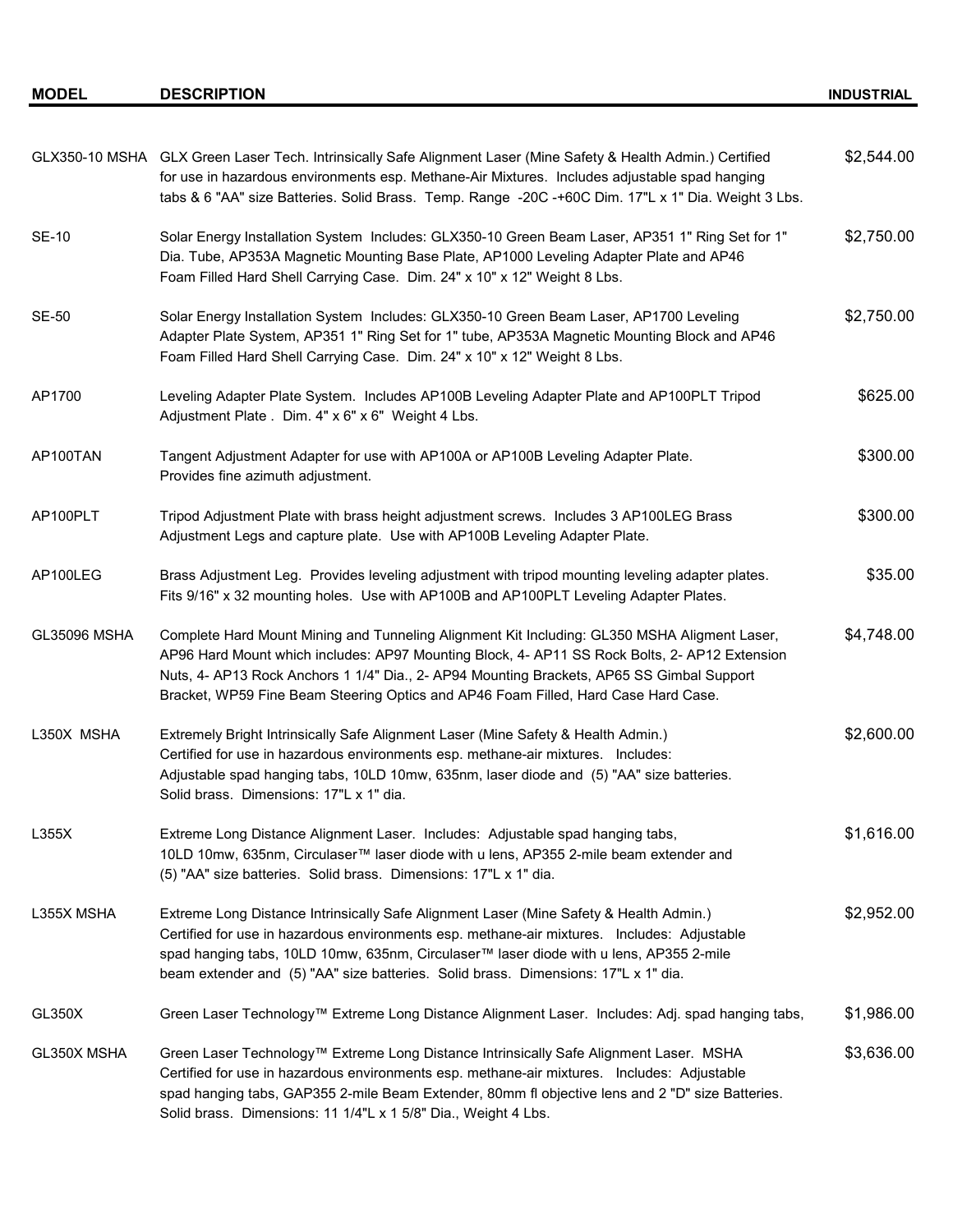| MODEL | DESCRIPTION | INDUSTRIAL |
|---|---|---|
| GLX350-10 MSHA | GLX Green Laser Tech. Intrinsically Safe Alignment Laser (Mine Safety & Health Admin.) Certified for use in hazardous environments esp. Methane-Air Mixtures. Includes adjustable spad hanging tabs & 6 "AA" size Batteries. Solid Brass. Temp. Range -20C -+60C Dim. 17"L x 1" Dia. Weight 3 Lbs. | $2,544.00 |
| SE-10 | Solar Energy Installation System Includes: GLX350-10 Green Beam Laser, AP351 1" Ring Set for 1" Dia. Tube, AP353A Magnetic Mounting Base Plate, AP1000 Leveling Adapter Plate and AP46 Foam Filled Hard Shell Carrying Case. Dim. 24" x 10" x 12" Weight 8 Lbs. | $2,750.00 |
| SE-50 | Solar Energy Installation System Includes: GLX350-10 Green Beam Laser, AP1700 Leveling Adapter Plate System, AP351 1" Ring Set for 1" tube, AP353A Magnetic Mounting Block and AP46 Foam Filled Hard Shell Carrying Case. Dim. 24" x 10" x 12" Weight 8 Lbs. | $2,750.00 |
| AP1700 | Leveling Adapter Plate System. Includes AP100B Leveling Adapter Plate and AP100PLT Tripod Adjustment Plate . Dim. 4" x 6" x 6" Weight 4 Lbs. | $625.00 |
| AP100TAN | Tangent Adjustment Adapter for use with AP100A or AP100B Leveling Adapter Plate. Provides fine azimuth adjustment. | $300.00 |
| AP100PLT | Tripod Adjustment Plate with brass height adjustment screws. Includes 3 AP100LEG Brass Adjustment Legs and capture plate. Use with AP100B Leveling Adapter Plate. | $300.00 |
| AP100LEG | Brass Adjustment Leg. Provides leveling adjustment with tripod mounting leveling adapter plates. Fits 9/16" x 32 mounting holes. Use with AP100B and AP100PLT Leveling Adapter Plates. | $35.00 |
| GL35096 MSHA | Complete Hard Mount Mining and Tunneling Alignment Kit Including: GL350 MSHA Aligment Laser, AP96 Hard Mount which includes: AP97 Mounting Block, 4- AP11 SS Rock Bolts, 2- AP12 Extension Nuts, 4- AP13 Rock Anchors 1 1/4" Dia., 2- AP94 Mounting Brackets, AP65 SS Gimbal Support Bracket, WP59 Fine Beam Steering Optics and AP46 Foam Filled, Hard Case Hard Case. | $4,748.00 |
| L350X MSHA | Extremely Bright Intrinsically Safe Alignment Laser (Mine Safety & Health Admin.) Certified for use in hazardous environments esp. methane-air mixtures. Includes: Adjustable spad hanging tabs, 10LD 10mw, 635nm, laser diode and (5) "AA" size batteries. Solid brass. Dimensions: 17"L x 1" dia. | $2,600.00 |
| L355X | Extreme Long Distance Alignment Laser. Includes: Adjustable spad hanging tabs, 10LD 10mw, 635nm, Circulaser™ laser diode with u lens, AP355 2-mile beam extender and (5) "AA" size batteries. Solid brass. Dimensions: 17"L x 1" dia. | $1,616.00 |
| L355X MSHA | Extreme Long Distance Intrinsically Safe Alignment Laser (Mine Safety & Health Admin.) Certified for use in hazardous environments esp. methane-air mixtures. Includes: Adjustable spad hanging tabs, 10LD 10mw, 635nm, Circulaser™ laser diode with u lens, AP355 2-mile beam extender and (5) "AA" size batteries. Solid brass. Dimensions: 17"L x 1" dia. | $2,952.00 |
| GL350X | Green Laser Technology™ Extreme Long Distance Alignment Laser. Includes: Adj. spad hanging tabs, | $1,986.00 |
| GL350X MSHA | Green Laser Technology™ Extreme Long Distance Intrinsically Safe Alignment Laser. MSHA Certified for use in hazardous environments esp. methane-air mixtures. Includes: Adjustable spad hanging tabs, GAP355 2-mile Beam Extender, 80mm fl objective lens and 2 "D" size Batteries. Solid brass. Dimensions: 11 1/4"L x 1 5/8" Dia., Weight 4 Lbs. | $3,636.00 |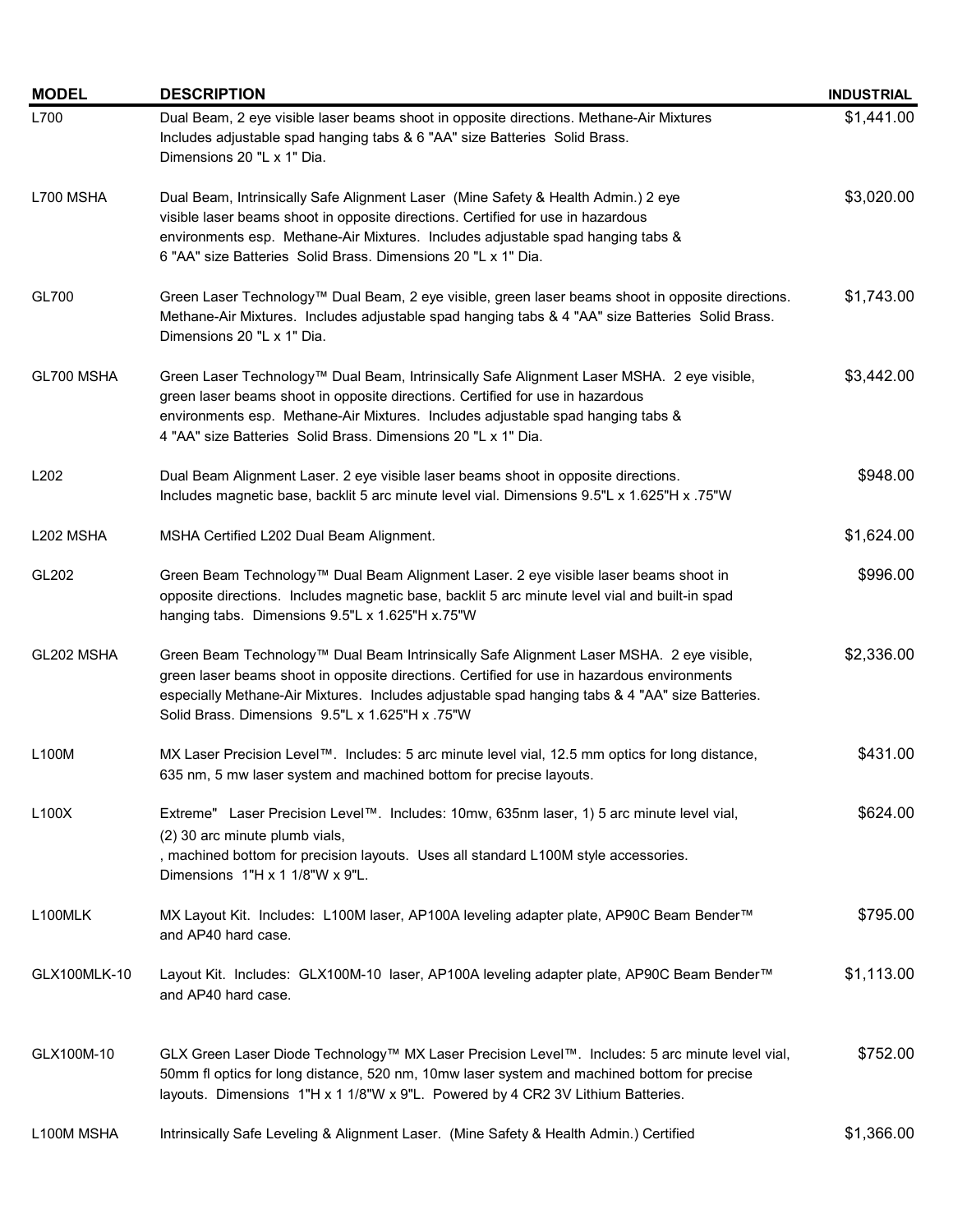| MODEL | DESCRIPTION | INDUSTRIAL |
|---|---|---|
| L700 | Dual Beam, 2 eye visible laser beams shoot in opposite directions. Methane-Air Mixtures Includes adjustable spad hanging tabs & 6 "AA" size Batteries Solid Brass. Dimensions 20 "L x 1" Dia. | $1,441.00 |
| L700 MSHA | Dual Beam, Intrinsically Safe Alignment Laser (Mine Safety & Health Admin.) 2 eye visible laser beams shoot in opposite directions. Certified for use in hazardous environments esp. Methane-Air Mixtures. Includes adjustable spad hanging tabs & 6 "AA" size Batteries Solid Brass. Dimensions 20 "L x 1" Dia. | $3,020.00 |
| GL700 | Green Laser Technology™ Dual Beam, 2 eye visible, green laser beams shoot in opposite directions. Methane-Air Mixtures. Includes adjustable spad hanging tabs & 4 "AA" size Batteries Solid Brass. Dimensions 20 "L x 1" Dia. | $1,743.00 |
| GL700 MSHA | Green Laser Technology™ Dual Beam, Intrinsically Safe Alignment Laser MSHA. 2 eye visible, green laser beams shoot in opposite directions. Certified for use in hazardous environments esp. Methane-Air Mixtures. Includes adjustable spad hanging tabs & 4 "AA" size Batteries Solid Brass. Dimensions 20 "L x 1" Dia. | $3,442.00 |
| L202 | Dual Beam Alignment Laser. 2 eye visible laser beams shoot in opposite directions. Includes magnetic base, backlit 5 arc minute level vial. Dimensions 9.5"L x 1.625"H x .75"W | $948.00 |
| L202 MSHA | MSHA Certified L202 Dual Beam Alignment. | $1,624.00 |
| GL202 | Green Beam Technology™ Dual Beam Alignment Laser. 2 eye visible laser beams shoot in opposite directions. Includes magnetic base, backlit 5 arc minute level vial and built-in spad hanging tabs. Dimensions 9.5"L x 1.625"H x.75"W | $996.00 |
| GL202 MSHA | Green Beam Technology™ Dual Beam Intrinsically Safe Alignment Laser MSHA. 2 eye visible, green laser beams shoot in opposite directions. Certified for use in hazardous environments especially Methane-Air Mixtures. Includes adjustable spad hanging tabs & 4 "AA" size Batteries. Solid Brass. Dimensions 9.5"L x 1.625"H x .75"W | $2,336.00 |
| L100M | MX Laser Precision Level™. Includes: 5 arc minute level vial, 12.5 mm optics for long distance, 635 nm, 5 mw laser system and machined bottom for precise layouts. | $431.00 |
| L100X | Extreme" Laser Precision Level™. Includes: 10mw, 635nm laser, 1) 5 arc minute level vial, (2) 30 arc minute plumb vials, , machined bottom for precision layouts. Uses all standard L100M style accessories. Dimensions 1"H x 1 1/8"W x 9"L. | $624.00 |
| L100MLK | MX Layout Kit. Includes: L100M laser, AP100A leveling adapter plate, AP90C Beam Bender™ and AP40 hard case. | $795.00 |
| GLX100MLK-10 | Layout Kit. Includes: GLX100M-10 laser, AP100A leveling adapter plate, AP90C Beam Bender™ and AP40 hard case. | $1,113.00 |
| GLX100M-10 | GLX Green Laser Diode Technology™ MX Laser Precision Level™. Includes: 5 arc minute level vial, 50mm fl optics for long distance, 520 nm, 10mw laser system and machined bottom for precise layouts. Dimensions 1"H x 1 1/8"W x 9"L. Powered by 4 CR2 3V Lithium Batteries. | $752.00 |
| L100M MSHA | Intrinsically Safe Leveling & Alignment Laser. (Mine Safety & Health Admin.) Certified | $1,366.00 |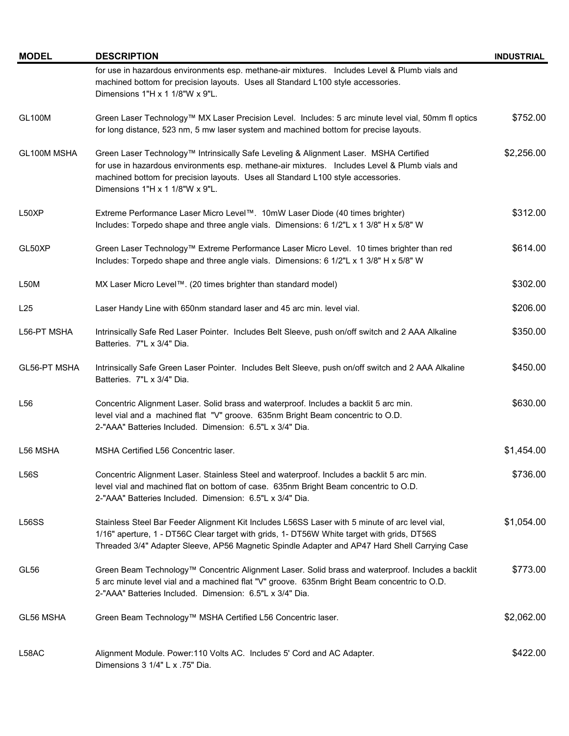| MODEL | DESCRIPTION | INDUSTRIAL |
|---|---|---|
| | for use in hazardous environments esp. methane-air mixtures. Includes Level & Plumb vials and machined bottom for precision layouts. Uses all Standard L100 style accessories. Dimensions 1"H x 1 1/8"W x 9"L. | |
| GL100M | Green Laser Technology™ MX Laser Precision Level. Includes: 5 arc minute level vial, 50mm fl optics for long distance, 523 nm, 5 mw laser system and machined bottom for precise layouts. | $752.00 |
| GL100M MSHA | Green Laser Technology™ Intrinsically Safe Leveling & Alignment Laser. MSHA Certified for use in hazardous environments esp. methane-air mixtures. Includes Level & Plumb vials and machined bottom for precision layouts. Uses all Standard L100 style accessories. Dimensions 1"H x 1 1/8"W x 9"L. | $2,256.00 |
| L50XP | Extreme Performance Laser Micro Level™. 10mW Laser Diode (40 times brighter) Includes: Torpedo shape and three angle vials. Dimensions: 6 1/2"L x 1 3/8" H x 5/8" W | $312.00 |
| GL50XP | Green Laser Technology™ Extreme Performance Laser Micro Level. 10 times brighter than red Includes: Torpedo shape and three angle vials. Dimensions: 6 1/2"L x 1 3/8" H x 5/8" W | $614.00 |
| L50M | MX Laser Micro Level™. (20 times brighter than standard model) | $302.00 |
| L25 | Laser Handy Line with 650nm standard laser and 45 arc min. level vial. | $206.00 |
| L56-PT MSHA | Intrinsically Safe Red Laser Pointer. Includes Belt Sleeve, push on/off switch and 2 AAA Alkaline Batteries. 7"L x 3/4" Dia. | $350.00 |
| GL56-PT MSHA | Intrinsically Safe Green Laser Pointer. Includes Belt Sleeve, push on/off switch and 2 AAA Alkaline Batteries. 7"L x 3/4" Dia. | $450.00 |
| L56 | Concentric Alignment Laser. Solid brass and waterproof. Includes a backlit 5 arc min. level vial and a machined flat "V" groove. 635nm Bright Beam concentric to O.D. 2-"AAA" Batteries Included. Dimension: 6.5"L x 3/4" Dia. | $630.00 |
| L56 MSHA | MSHA Certified L56 Concentric laser. | $1,454.00 |
| L56S | Concentric Alignment Laser. Stainless Steel and waterproof. Includes a backlit 5 arc min. level vial and machined flat on bottom of case. 635nm Bright Beam concentric to O.D. 2-"AAA" Batteries Included. Dimension: 6.5"L x 3/4" Dia. | $736.00 |
| L56SS | Stainless Steel Bar Feeder Alignment Kit Includes L56SS Laser with 5 minute of arc level vial, 1/16" aperture, 1 - DT56C Clear target with grids, 1- DT56W White target with grids, DT56S Threaded 3/4" Adapter Sleeve, AP56 Magnetic Spindle Adapter and AP47 Hard Shell Carrying Case | $1,054.00 |
| GL56 | Green Beam Technology™ Concentric Alignment Laser. Solid brass and waterproof. Includes a backlit 5 arc minute level vial and a machined flat "V" groove. 635nm Bright Beam concentric to O.D. 2-"AAA" Batteries Included. Dimension: 6.5"L x 3/4" Dia. | $773.00 |
| GL56 MSHA | Green Beam Technology™ MSHA Certified L56 Concentric laser. | $2,062.00 |
| L58AC | Alignment Module. Power:110 Volts AC. Includes 5' Cord and AC Adapter. Dimensions 3 1/4" L x .75" Dia. | $422.00 |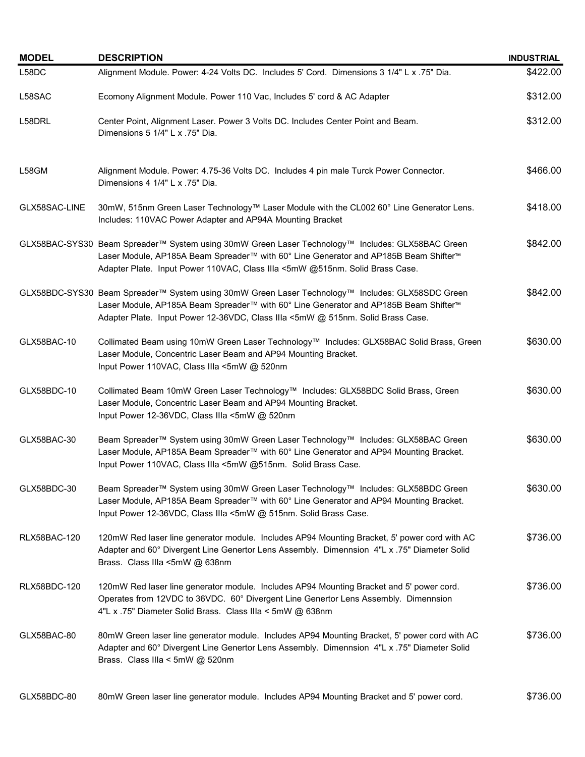| MODEL | DESCRIPTION | INDUSTRIAL |
| --- | --- | --- |
| L58DC | Alignment Module. Power: 4-24 Volts DC. Includes 5' Cord. Dimensions 3 1/4" L x .75" Dia. | $422.00 |
| L58SAC | Ecomony Alignment Module. Power 110 Vac, Includes 5' cord & AC Adapter | $312.00 |
| L58DRL | Center Point, Alignment Laser. Power 3 Volts DC. Includes Center Point and Beam. Dimensions 5 1/4" L x .75" Dia. | $312.00 |
| L58GM | Alignment Module. Power: 4.75-36 Volts DC. Includes 4 pin male Turck Power Connector. Dimensions 4 1/4" L x .75" Dia. | $466.00 |
| GLX58SAC-LINE | 30mW, 515nm Green Laser Technology™ Laser Module with the CL002 60° Line Generator Lens. Includes: 110VAC Power Adapter and AP94A Mounting Bracket | $418.00 |
| GLX58BAC-SYS30 | Beam Spreader™ System using 30mW Green Laser Technology™ Includes: GLX58BAC Green Laser Module, AP185A Beam Spreader™ with 60° Line Generator and AP185B Beam Shifter™ Adapter Plate. Input Power 110VAC, Class IIIa <5mW @515nm. Solid Brass Case. | $842.00 |
| GLX58BDC-SYS30 | Beam Spreader™ System using 30mW Green Laser Technology™ Includes: GLX58SDC Green Laser Module, AP185A Beam Spreader™ with 60° Line Generator and AP185B Beam Shifter™ Adapter Plate. Input Power 12-36VDC, Class IIIa <5mW @ 515nm. Solid Brass Case. | $842.00 |
| GLX58BAC-10 | Collimated Beam using 10mW Green Laser Technology™ Includes: GLX58BAC Solid Brass, Green Laser Module, Concentric Laser Beam and AP94 Mounting Bracket. Input Power 110VAC, Class IIIa <5mW @ 520nm | $630.00 |
| GLX58BDC-10 | Collimated Beam 10mW Green Laser Technology™ Includes: GLX58BDC Solid Brass, Green Laser Module, Concentric Laser Beam and AP94 Mounting Bracket. Input Power 12-36VDC, Class IIIa <5mW @ 520nm | $630.00 |
| GLX58BAC-30 | Beam Spreader™ System using 30mW Green Laser Technology™ Includes: GLX58BAC Green Laser Module, AP185A Beam Spreader™ with 60° Line Generator and AP94 Mounting Bracket. Input Power 110VAC, Class IIIa <5mW @515nm. Solid Brass Case. | $630.00 |
| GLX58BDC-30 | Beam Spreader™ System using 30mW Green Laser Technology™ Includes: GLX58BDC Green Laser Module, AP185A Beam Spreader™ with 60° Line Generator and AP94 Mounting Bracket. Input Power 12-36VDC, Class IIIa <5mW @ 515nm. Solid Brass Case. | $630.00 |
| RLX58BAC-120 | 120mW Red laser line generator module. Includes AP94 Mounting Bracket, 5' power cord with AC Adapter and 60° Divergent Line Genertor Lens Assembly. Dimennsion 4"L x .75" Diameter Solid Brass. Class IIIa <5mW @ 638nm | $736.00 |
| RLX58BDC-120 | 120mW Red laser line generator module. Includes AP94 Mounting Bracket and 5' power cord. Operates from 12VDC to 36VDC. 60° Divergent Line Genertor Lens Assembly. Dimennsion 4"L x .75" Diameter Solid Brass. Class IIIa < 5mW @ 638nm | $736.00 |
| GLX58BAC-80 | 80mW Green laser line generator module. Includes AP94 Mounting Bracket, 5' power cord with AC Adapter and 60° Divergent Line Genertor Lens Assembly. Dimennsion 4"L x .75" Diameter Solid Brass. Class IIIa < 5mW @ 520nm | $736.00 |
| GLX58BDC-80 | 80mW Green laser line generator module. Includes AP94 Mounting Bracket and 5' power cord. | $736.00 |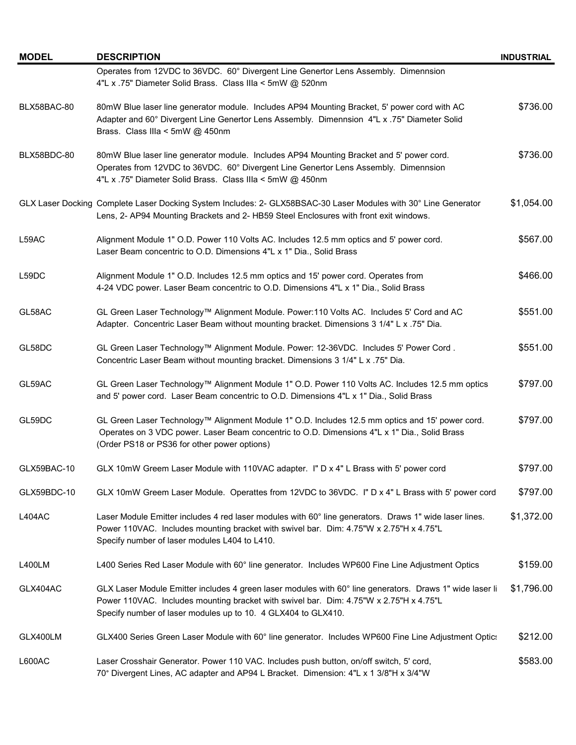| MODEL | DESCRIPTION | INDUSTRIAL |
|---|---|---|
| | Operates from 12VDC to 36VDC. 60° Divergent Line Genertor Lens Assembly. Dimennsion 4"L x .75" Diameter Solid Brass. Class IIIa < 5mW @ 520nm | |
| BLX58BAC-80 | 80mW Blue laser line generator module. Includes AP94 Mounting Bracket, 5' power cord with AC Adapter and 60° Divergent Line Genertor Lens Assembly. Dimennsion 4"L x .75" Diameter Solid Brass. Class IIIa < 5mW @ 450nm | $736.00 |
| BLX58BDC-80 | 80mW Blue laser line generator module. Includes AP94 Mounting Bracket and 5' power cord. Operates from 12VDC to 36VDC. 60° Divergent Line Genertor Lens Assembly. Dimennsion 4"L x .75" Diameter Solid Brass. Class IIIa < 5mW @ 450nm | $736.00 |
| GLX Laser Docking | Complete Laser Docking System Includes: 2- GLX58BSAC-30 Laser Modules with 30° Line Generator Lens, 2- AP94 Mounting Brackets and 2- HB59 Steel Enclosures with front exit windows. | $1,054.00 |
| L59AC | Alignment Module 1" O.D. Power 110 Volts AC. Includes 12.5 mm optics and 5' power cord. Laser Beam concentric to O.D. Dimensions 4"L x 1" Dia., Solid Brass | $567.00 |
| L59DC | Alignment Module 1" O.D. Includes 12.5 mm optics and 15' power cord. Operates from 4-24 VDC power. Laser Beam concentric to O.D. Dimensions 4"L x 1" Dia., Solid Brass | $466.00 |
| GL58AC | GL Green Laser Technology™ Alignment Module. Power:110 Volts AC. Includes 5' Cord and AC Adapter. Concentric Laser Beam without mounting bracket. Dimensions 3 1/4" L x .75" Dia. | $551.00 |
| GL58DC | GL Green Laser Technology™ Alignment Module. Power: 12-36VDC. Includes 5' Power Cord . Concentric Laser Beam without mounting bracket. Dimensions 3 1/4" L x .75" Dia. | $551.00 |
| GL59AC | GL Green Laser Technology™ Alignment Module 1" O.D. Power 110 Volts AC. Includes 12.5 mm optics and 5' power cord. Laser Beam concentric to O.D. Dimensions 4"L x 1" Dia., Solid Brass | $797.00 |
| GL59DC | GL Green Laser Technology™ Alignment Module 1" O.D. Includes 12.5 mm optics and 15' power cord. Operates on 3 VDC power. Laser Beam concentric to O.D. Dimensions 4"L x 1" Dia., Solid Brass (Order PS18 or PS36 for other power options) | $797.00 |
| GLX59BAC-10 | GLX 10mW Greem Laser Module with 110VAC adapter. I" D x 4" L Brass with 5' power cord | $797.00 |
| GLX59BDC-10 | GLX 10mW Greem Laser Module. Operattes from 12VDC to 36VDC. I" D x 4" L Brass with 5' power cord | $797.00 |
| L404AC | Laser Module Emitter includes 4 red laser modules with 60° line generators. Draws 1" wide laser lines. Power 110VAC. Includes mounting bracket with swivel bar. Dim: 4.75"W x 2.75"H x 4.75"L Specify number of laser modules L404 to L410. | $1,372.00 |
| L400LM | L400 Series Red Laser Module with 60° line generator. Includes WP600 Fine Line Adjustment Optics | $159.00 |
| GLX404AC | GLX Laser Module Emitter includes 4 green laser modules with 60° line generators. Draws 1" wide laser li Power 110VAC. Includes mounting bracket with swivel bar. Dim: 4.75"W x 2.75"H x 4.75"L Specify number of laser modules up to 10. 4 GLX404 to GLX410. | $1,796.00 |
| GLX400LM | GLX400 Series Green Laser Module with 60° line generator. Includes WP600 Fine Line Adjustment Optics | $212.00 |
| L600AC | Laser Crosshair Generator. Power 110 VAC. Includes push button, on/off switch, 5' cord, 70° Divergent Lines, AC adapter and AP94 L Bracket. Dimension: 4"L x 1 3/8"H x 3/4"W | $583.00 |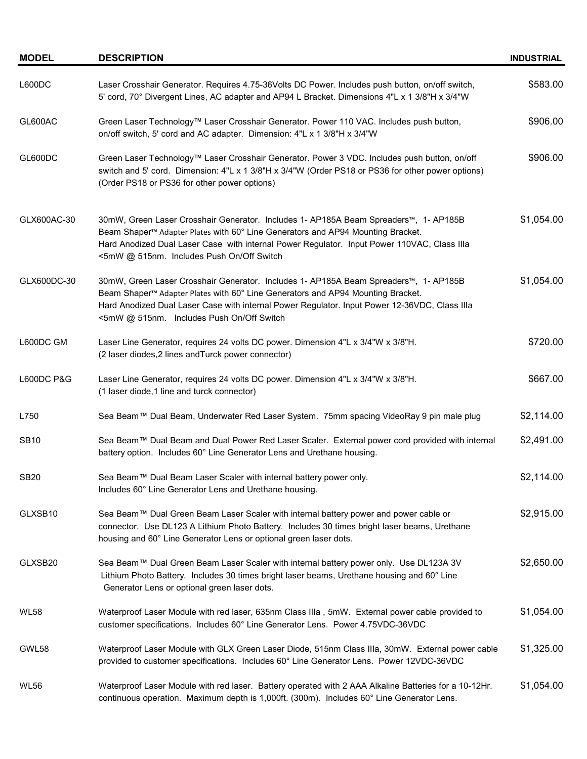| MODEL | DESCRIPTION | INDUSTRIAL |
|---|---|---|
| L600DC | Laser Crosshair Generator. Requires 4.75-36Volts DC Power. Includes push button, on/off switch, 5' cord, 70° Divergent Lines, AC adapter and AP94 L Bracket. Dimensions 4"L x 1 3/8"H x 3/4"W | $583.00 |
| GL600AC | Green Laser Technology™ Laser Crosshair Generator. Power 110 VAC. Includes push button, on/off switch, 5' cord and AC adapter. Dimension: 4"L x 1 3/8"H x 3/4"W | $906.00 |
| GL600DC | Green Laser Technology™ Laser Crosshair Generator. Power 3 VDC. Includes push button, on/off switch and 5' cord. Dimension: 4"L x 1 3/8"H x 3/4"W (Order PS18 or PS36 for other power options) (Order PS18 or PS36 for other power options) | $906.00 |
| GLX600AC-30 | 30mW, Green Laser Crosshair Generator. Includes 1- AP185A Beam Spreaders™, 1- AP185B Beam Shaper™ Adapter Plates with 60° Line Generators and AP94 Mounting Bracket. Hard Anodized Dual Laser Case with internal Power Regulator. Input Power 110VAC, Class IIIa <5mW @ 515nm. Includes Push On/Off Switch | $1,054.00 |
| GLX600DC-30 | 30mW, Green Laser Crosshair Generator. Includes 1- AP185A Beam Spreaders™, 1- AP185B Beam Shaper™ Adapter Plates with 60° Line Generators and AP94 Mounting Bracket. Hard Anodized Dual Laser Case with internal Power Regulator. Input Power 12-36VDC, Class IIIa <5mW @ 515nm. Includes Push On/Off Switch | $1,054.00 |
| L600DC GM | Laser Line Generator, requires 24 volts DC power. Dimension 4"L x 3/4"W x 3/8"H. (2 laser diodes,2 lines andTurck power connector) | $720.00 |
| L600DC P&G | Laser Line Generator, requires 24 volts DC power. Dimension 4"L x 3/4"W x 3/8"H. (1 laser diode,1 line and turck connector) | $667.00 |
| L750 | Sea Beam™ Dual Beam, Underwater Red Laser System. 75mm spacing VideoRay 9 pin male plug | $2,114.00 |
| SB10 | Sea Beam™ Dual Beam and Dual Power Red Laser Scaler. External power cord provided with internal battery option. Includes 60° Line Generator Lens and Urethane housing. | $2,491.00 |
| SB20 | Sea Beam™ Dual Beam Laser Scaler with internal battery power only. Includes 60° Line Generator Lens and Urethane housing. | $2,114.00 |
| GLXSB10 | Sea Beam™ Dual Green Beam Laser Scaler with internal battery power and power cable or connector. Use DL123 A Lithium Photo Battery. Includes 30 times bright laser beams, Urethane housing and 60° Line Generator Lens or optional green laser dots. | $2,915.00 |
| GLXSB20 | Sea Beam™ Dual Green Beam Laser Scaler with internal battery power only. Use DL123A 3V Lithium Photo Battery. Includes 30 times bright laser beams, Urethane housing and 60° Line Generator Lens or optional green laser dots. | $2,650.00 |
| WL58 | Waterproof Laser Module with red laser, 635nm Class IIIa , 5mW. External power cable provided to customer specifications. Includes 60° Line Generator Lens. Power 4.75VDC-36VDC | $1,054.00 |
| GWL58 | Waterproof Laser Module with GLX Green Laser Diode, 515nm Class IIIa, 30mW. External power cable provided to customer specifications. Includes 60° Line Generator Lens. Power 12VDC-36VDC | $1,325.00 |
| WL56 | Waterproof Laser Module with red laser. Battery operated with 2 AAA Alkaline Batteries for a 10-12Hr. continuous operation. Maximum depth is 1,000ft. (300m). Includes 60° Line Generator Lens. | $1,054.00 |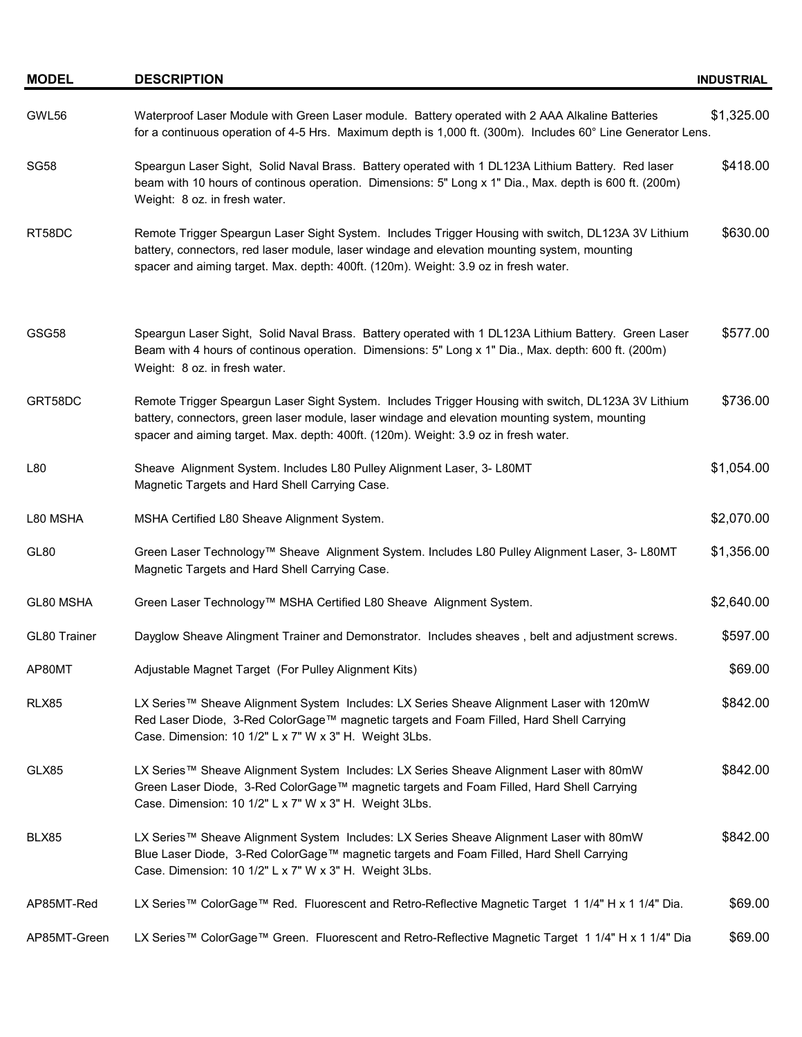| MODEL | DESCRIPTION | INDUSTRIAL |
| --- | --- | --- |
| GWL56 | Waterproof Laser Module with Green Laser module. Battery operated with 2 AAA Alkaline Batteries for a continuous operation of 4-5 Hrs. Maximum depth is 1,000 ft. (300m). Includes 60° Line Generator Lens. | $1,325.00 |
| SG58 | Speargun Laser Sight, Solid Naval Brass. Battery operated with 1 DL123A Lithium Battery. Red laser beam with 10 hours of continous operation. Dimensions: 5" Long x 1" Dia., Max. depth is 600 ft. (200m) Weight: 8 oz. in fresh water. | $418.00 |
| RT58DC | Remote Trigger Speargun Laser Sight System. Includes Trigger Housing with switch, DL123A 3V Lithium battery, connectors, red laser module, laser windage and elevation mounting system, mounting spacer and aiming target. Max. depth: 400ft. (120m). Weight: 3.9 oz in fresh water. | $630.00 |
| GSG58 | Speargun Laser Sight, Solid Naval Brass. Battery operated with 1 DL123A Lithium Battery. Green Laser Beam with 4 hours of continous operation. Dimensions: 5" Long x 1" Dia., Max. depth: 600 ft. (200m) Weight: 8 oz. in fresh water. | $577.00 |
| GRT58DC | Remote Trigger Speargun Laser Sight System. Includes Trigger Housing with switch, DL123A 3V Lithium battery, connectors, green laser module, laser windage and elevation mounting system, mounting spacer and aiming target. Max. depth: 400ft. (120m). Weight: 3.9 oz in fresh water. | $736.00 |
| L80 | Sheave Alignment System. Includes L80 Pulley Alignment Laser, 3- L80MT Magnetic Targets and Hard Shell Carrying Case. | $1,054.00 |
| L80 MSHA | MSHA Certified L80 Sheave Alignment System. | $2,070.00 |
| GL80 | Green Laser Technology™ Sheave Alignment System. Includes L80 Pulley Alignment Laser, 3- L80MT Magnetic Targets and Hard Shell Carrying Case. | $1,356.00 |
| GL80 MSHA | Green Laser Technology™ MSHA Certified L80 Sheave Alignment System. | $2,640.00 |
| GL80 Trainer | Dayglow Sheave Alingment Trainer and Demonstrator. Includes sheaves , belt and adjustment screws. | $597.00 |
| AP80MT | Adjustable Magnet Target (For Pulley Alignment Kits) | $69.00 |
| RLX85 | LX Series™ Sheave Alignment System Includes: LX Series Sheave Alignment Laser with 120mW Red Laser Diode, 3-Red ColorGage™ magnetic targets and Foam Filled, Hard Shell Carrying Case. Dimension: 10 1/2" L x 7" W x 3" H. Weight 3Lbs. | $842.00 |
| GLX85 | LX Series™ Sheave Alignment System Includes: LX Series Sheave Alignment Laser with 80mW Green Laser Diode, 3-Red ColorGage™ magnetic targets and Foam Filled, Hard Shell Carrying Case. Dimension: 10 1/2" L x 7" W x 3" H. Weight 3Lbs. | $842.00 |
| BLX85 | LX Series™ Sheave Alignment System Includes: LX Series Sheave Alignment Laser with 80mW Blue Laser Diode, 3-Red ColorGage™ magnetic targets and Foam Filled, Hard Shell Carrying Case. Dimension: 10 1/2" L x 7" W x 3" H. Weight 3Lbs. | $842.00 |
| AP85MT-Red | LX Series™ ColorGage™ Red. Fluorescent and Retro-Reflective Magnetic Target 1 1/4" H x 1 1/4" Dia. | $69.00 |
| AP85MT-Green | LX Series™ ColorGage™ Green. Fluorescent and Retro-Reflective Magnetic Target 1 1/4" H x 1 1/4" Dia | $69.00 |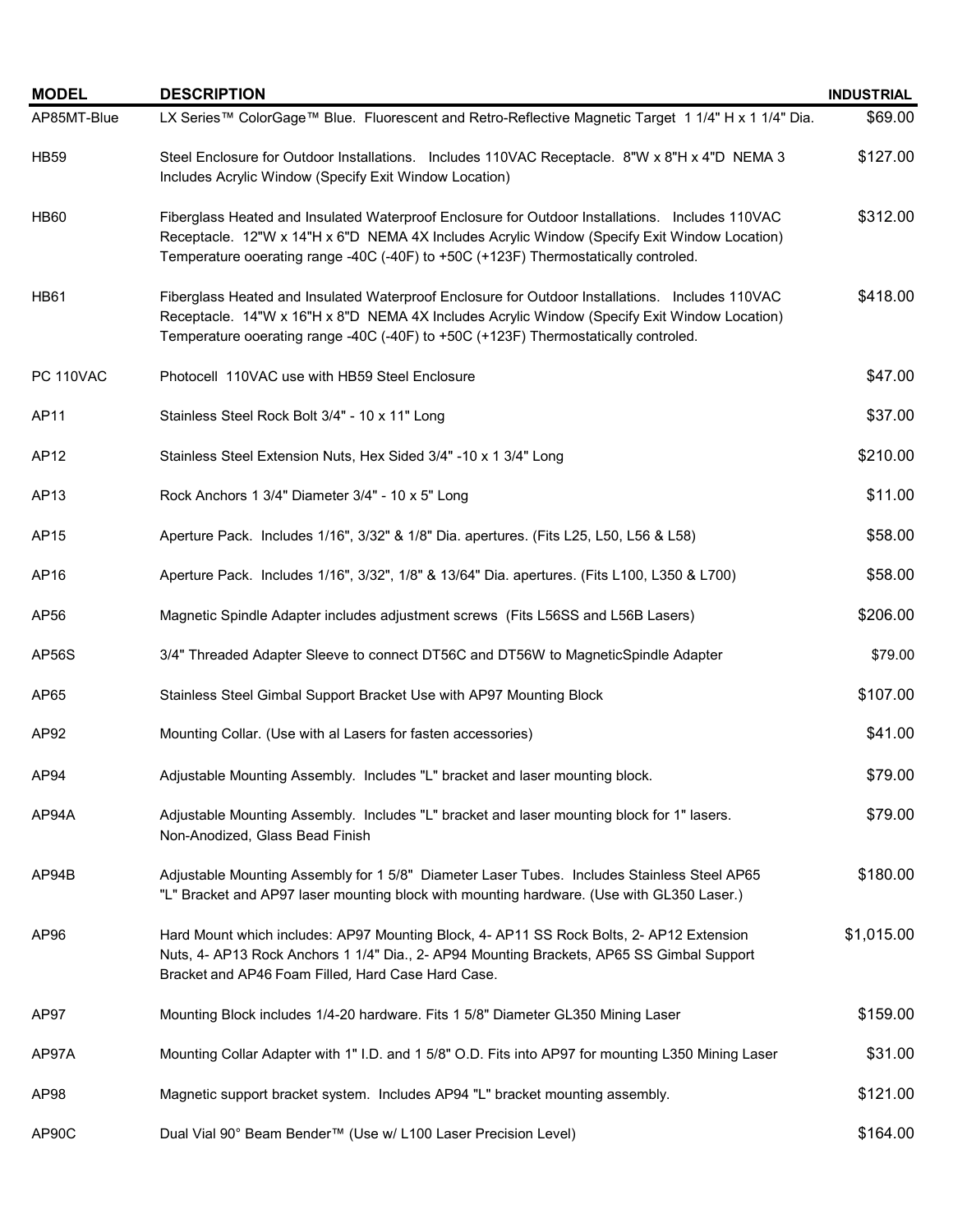| MODEL | DESCRIPTION | INDUSTRIAL |
|---|---|---|
| AP85MT-Blue | LX Series™ ColorGage™ Blue. Fluorescent and Retro-Reflective Magnetic Target 1 1/4" H x 1 1/4" Dia. | $69.00 |
| HB59 | Steel Enclosure for Outdoor Installations. Includes 110VAC Receptacle. 8"W x 8"H x 4"D NEMA 3 Includes Acrylic Window (Specify Exit Window Location) | $127.00 |
| HB60 | Fiberglass Heated and Insulated Waterproof Enclosure for Outdoor Installations. Includes 110VAC Receptacle. 12"W x 14"H x 6"D NEMA 4X Includes Acrylic Window (Specify Exit Window Location) Temperature ooerating range -40C (-40F) to +50C (+123F) Thermostatically controled. | $312.00 |
| HB61 | Fiberglass Heated and Insulated Waterproof Enclosure for Outdoor Installations. Includes 110VAC Receptacle. 14"W x 16"H x 8"D NEMA 4X Includes Acrylic Window (Specify Exit Window Location) Temperature ooerating range -40C (-40F) to +50C (+123F) Thermostatically controled. | $418.00 |
| PC 110VAC | Photocell 110VAC use with HB59 Steel Enclosure | $47.00 |
| AP11 | Stainless Steel Rock Bolt 3/4" - 10 x 11" Long | $37.00 |
| AP12 | Stainless Steel Extension Nuts, Hex Sided 3/4" -10 x 1 3/4" Long | $210.00 |
| AP13 | Rock Anchors 1 3/4" Diameter 3/4" - 10 x 5" Long | $11.00 |
| AP15 | Aperture Pack. Includes 1/16", 3/32" & 1/8" Dia. apertures. (Fits L25, L50, L56 & L58) | $58.00 |
| AP16 | Aperture Pack. Includes 1/16", 3/32", 1/8" & 13/64" Dia. apertures. (Fits L100, L350 & L700) | $58.00 |
| AP56 | Magnetic Spindle Adapter includes adjustment screws (Fits L56SS and L56B Lasers) | $206.00 |
| AP56S | 3/4" Threaded Adapter Sleeve to connect DT56C and DT56W to MagneticSpindle Adapter | $79.00 |
| AP65 | Stainless Steel Gimbal Support Bracket Use with AP97 Mounting Block | $107.00 |
| AP92 | Mounting Collar. (Use with al Lasers for fasten accessories) | $41.00 |
| AP94 | Adjustable Mounting Assembly. Includes "L" bracket and laser mounting block. | $79.00 |
| AP94A | Adjustable Mounting Assembly. Includes "L" bracket and laser mounting block for 1" lasers. Non-Anodized, Glass Bead Finish | $79.00 |
| AP94B | Adjustable Mounting Assembly for 1 5/8" Diameter Laser Tubes. Includes Stainless Steel AP65 "L" Bracket and AP97 laser mounting block with mounting hardware. (Use with GL350 Laser.) | $180.00 |
| AP96 | Hard Mount which includes: AP97 Mounting Block, 4- AP11 SS Rock Bolts, 2- AP12 Extension Nuts, 4- AP13 Rock Anchors 1 1/4" Dia., 2- AP94 Mounting Brackets, AP65 SS Gimbal Support Bracket and AP46 Foam Filled, Hard Case Hard Case. | $1,015.00 |
| AP97 | Mounting Block includes 1/4-20 hardware. Fits 1 5/8" Diameter GL350 Mining Laser | $159.00 |
| AP97A | Mounting Collar Adapter with 1" I.D. and 1 5/8" O.D. Fits into AP97 for mounting L350 Mining Laser | $31.00 |
| AP98 | Magnetic support bracket system. Includes AP94 "L" bracket mounting assembly. | $121.00 |
| AP90C | Dual Vial 90° Beam Bender™ (Use w/ L100 Laser Precision Level) | $164.00 |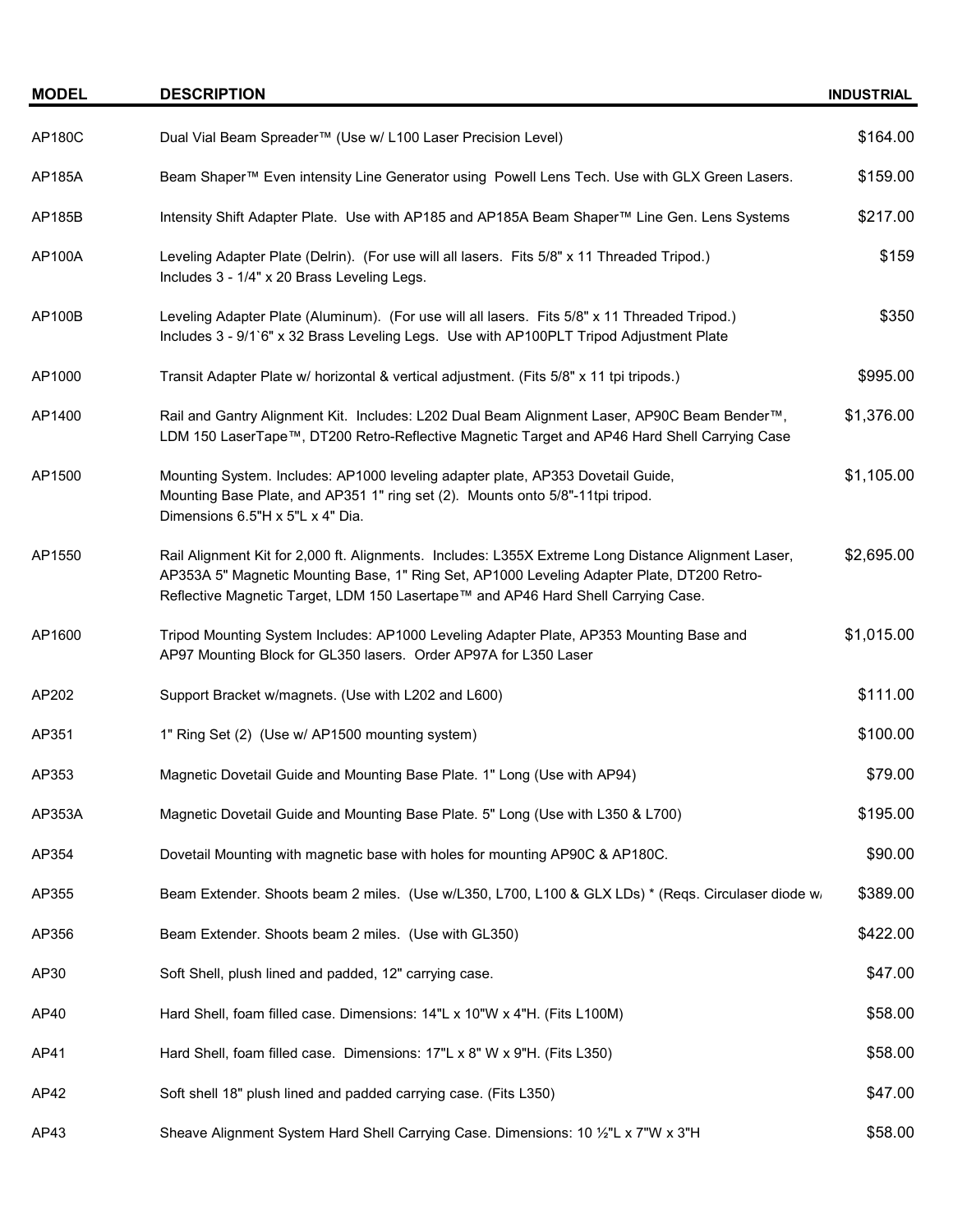| MODEL | DESCRIPTION | INDUSTRIAL |
|---|---|---|
| AP180C | Dual Vial Beam Spreader™ (Use w/ L100 Laser Precision Level) | $164.00 |
| AP185A | Beam Shaper™ Even intensity Line Generator using Powell Lens Tech. Use with GLX Green Lasers. | $159.00 |
| AP185B | Intensity Shift Adapter Plate. Use with AP185 and AP185A Beam Shaper™ Line Gen. Lens Systems | $217.00 |
| AP100A | Leveling Adapter Plate (Delrin). (For use will all lasers. Fits 5/8" x 11 Threaded Tripod.) Includes 3 - 1/4" x 20 Brass Leveling Legs. | $159 |
| AP100B | Leveling Adapter Plate (Aluminum). (For use will all lasers. Fits 5/8" x 11 Threaded Tripod.) Includes 3 - 9/1`6" x 32 Brass Leveling Legs. Use with AP100PLT Tripod Adjustment Plate | $350 |
| AP1000 | Transit Adapter Plate w/ horizontal & vertical adjustment. (Fits 5/8" x 11 tpi tripods.) | $995.00 |
| AP1400 | Rail and Gantry Alignment Kit. Includes: L202 Dual Beam Alignment Laser, AP90C Beam Bender™, LDM 150 LaserTape™, DT200 Retro-Reflective Magnetic Target and AP46 Hard Shell Carrying Case | $1,376.00 |
| AP1500 | Mounting System. Includes: AP1000 leveling adapter plate, AP353 Dovetail Guide, Mounting Base Plate, and AP351 1" ring set (2). Mounts onto 5/8"-11tpi tripod. Dimensions 6.5"H x 5"L x 4" Dia. | $1,105.00 |
| AP1550 | Rail Alignment Kit for 2,000 ft. Alignments. Includes: L355X Extreme Long Distance Alignment Laser, AP353A 5" Magnetic Mounting Base, 1" Ring Set, AP1000 Leveling Adapter Plate, DT200 Retro-Reflective Magnetic Target, LDM 150 Lasertape™ and AP46 Hard Shell Carrying Case. | $2,695.00 |
| AP1600 | Tripod Mounting System Includes: AP1000 Leveling Adapter Plate, AP353 Mounting Base and AP97 Mounting Block for GL350 lasers. Order AP97A for L350 Laser | $1,015.00 |
| AP202 | Support Bracket w/magnets. (Use with L202 and L600) | $111.00 |
| AP351 | 1" Ring Set (2) (Use w/ AP1500 mounting system) | $100.00 |
| AP353 | Magnetic Dovetail Guide and Mounting Base Plate. 1" Long (Use with AP94) | $79.00 |
| AP353A | Magnetic Dovetail Guide and Mounting Base Plate. 5" Long (Use with L350 & L700) | $195.00 |
| AP354 | Dovetail Mounting with magnetic base with holes for mounting AP90C & AP180C. | $90.00 |
| AP355 | Beam Extender. Shoots beam 2 miles. (Use w/L350, L700, L100 & GLX LDs) * (Reqs. Circulaser diode w/ | $389.00 |
| AP356 | Beam Extender. Shoots beam 2 miles. (Use with GL350) | $422.00 |
| AP30 | Soft Shell, plush lined and padded, 12" carrying case. | $47.00 |
| AP40 | Hard Shell, foam filled case. Dimensions: 14"L x 10"W x 4"H. (Fits L100M) | $58.00 |
| AP41 | Hard Shell, foam filled case. Dimensions: 17"L x 8" W x 9"H. (Fits L350) | $58.00 |
| AP42 | Soft shell 18" plush lined and padded carrying case. (Fits L350) | $47.00 |
| AP43 | Sheave Alignment System Hard Shell Carrying Case. Dimensions: 10 ½"L x 7"W x 3"H | $58.00 |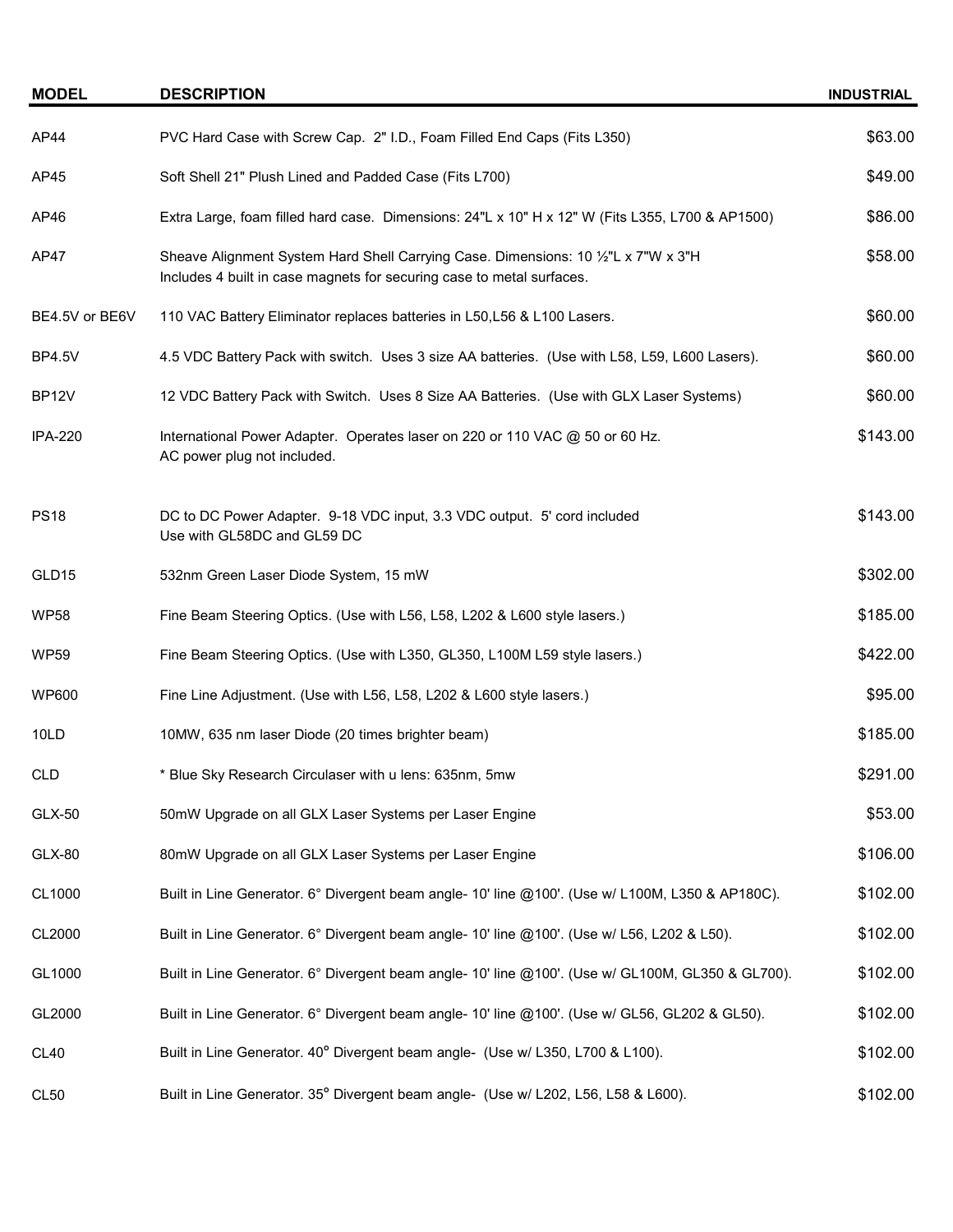| MODEL | DESCRIPTION | INDUSTRIAL |
|---|---|---|
| AP44 | PVC Hard Case with Screw Cap. 2" I.D., Foam Filled End Caps (Fits L350) | $63.00 |
| AP45 | Soft Shell 21" Plush Lined and Padded Case (Fits L700) | $49.00 |
| AP46 | Extra Large, foam filled hard case. Dimensions: 24"L x 10" H x 12" W (Fits L355, L700 & AP1500) | $86.00 |
| AP47 | Sheave Alignment System Hard Shell Carrying Case. Dimensions: 10 ½"L x 7"W x 3"H<br>Includes 4 built in case magnets for securing case to metal surfaces. | $58.00 |
| BE4.5V or BE6V | 110 VAC Battery Eliminator replaces batteries in L50,L56 & L100 Lasers. | $60.00 |
| BP4.5V | 4.5 VDC Battery Pack with switch. Uses 3 size AA batteries. (Use with L58, L59, L600 Lasers). | $60.00 |
| BP12V | 12 VDC Battery Pack with Switch. Uses 8 Size AA Batteries. (Use with GLX Laser Systems) | $60.00 |
| IPA-220 | International Power Adapter. Operates laser on 220 or 110 VAC @ 50 or 60 Hz.<br>AC power plug not included. | $143.00 |
| PS18 | DC to DC Power Adapter. 9-18 VDC input, 3.3 VDC output. 5' cord included<br>Use with GL58DC and GL59 DC | $143.00 |
| GLD15 | 532nm Green Laser Diode System, 15 mW | $302.00 |
| WP58 | Fine Beam Steering Optics. (Use with L56, L58, L202 & L600 style lasers.) | $185.00 |
| WP59 | Fine Beam Steering Optics. (Use with L350, GL350, L100M L59 style lasers.) | $422.00 |
| WP600 | Fine Line Adjustment. (Use with L56, L58, L202 & L600 style lasers.) | $95.00 |
| 10LD | 10MW, 635 nm laser Diode (20 times brighter beam) | $185.00 |
| CLD | * Blue Sky Research Circulaser with u lens: 635nm, 5mw | $291.00 |
| GLX-50 | 50mW Upgrade on all GLX Laser Systems per Laser Engine | $53.00 |
| GLX-80 | 80mW Upgrade on all GLX Laser Systems per Laser Engine | $106.00 |
| CL1000 | Built in Line Generator. 6° Divergent beam angle- 10' line @100'. (Use w/ L100M, L350 & AP180C). | $102.00 |
| CL2000 | Built in Line Generator. 6° Divergent beam angle- 10' line @100'. (Use w/ L56, L202 & L50). | $102.00 |
| GL1000 | Built in Line Generator. 6° Divergent beam angle- 10' line @100'. (Use w/ GL100M, GL350 & GL700). | $102.00 |
| GL2000 | Built in Line Generator. 6° Divergent beam angle- 10' line @100'. (Use w/ GL56, GL202 & GL50). | $102.00 |
| CL40 | Built in Line Generator. 40° Divergent beam angle- (Use w/ L350, L700 & L100). | $102.00 |
| CL50 | Built in Line Generator. 35° Divergent beam angle- (Use w/ L202, L56, L58 & L600). | $102.00 |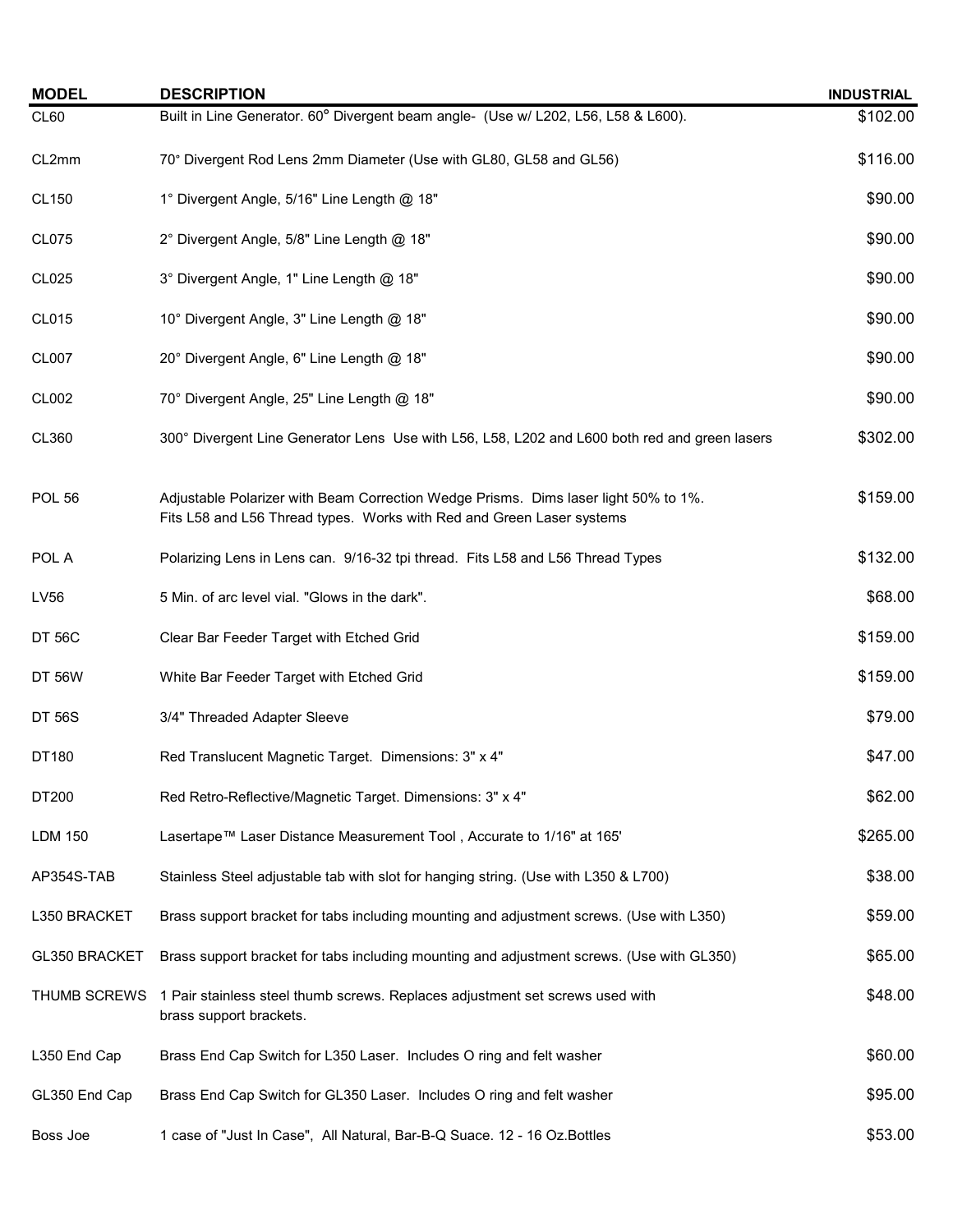| MODEL | DESCRIPTION | INDUSTRIAL |
|---|---|---|
| CL60 | Built in Line Generator. 60° Divergent beam angle- (Use w/ L202, L56, L58 & L600). | $102.00 |
| CL2mm | 70° Divergent Rod Lens 2mm Diameter (Use with GL80, GL58 and GL56) | $116.00 |
| CL150 | 1° Divergent Angle, 5/16" Line Length @ 18" | $90.00 |
| CL075 | 2° Divergent Angle, 5/8" Line Length @ 18" | $90.00 |
| CL025 | 3° Divergent Angle, 1" Line Length @ 18" | $90.00 |
| CL015 | 10° Divergent Angle, 3" Line Length @ 18" | $90.00 |
| CL007 | 20° Divergent Angle, 6" Line Length @ 18" | $90.00 |
| CL002 | 70° Divergent Angle, 25" Line Length @ 18" | $90.00 |
| CL360 | 300° Divergent Line Generator Lens Use with L56, L58, L202 and L600 both red and green lasers | $302.00 |
| POL 56 | Adjustable Polarizer with Beam Correction Wedge Prisms. Dims laser light 50% to 1%. Fits L58 and L56 Thread types. Works with Red and Green Laser systems | $159.00 |
| POL A | Polarizing Lens in Lens can. 9/16-32 tpi thread. Fits L58 and L56 Thread Types | $132.00 |
| LV56 | 5 Min. of arc level vial. "Glows in the dark". | $68.00 |
| DT 56C | Clear Bar Feeder Target with Etched Grid | $159.00 |
| DT 56W | White Bar Feeder Target with Etched Grid | $159.00 |
| DT 56S | 3/4" Threaded Adapter Sleeve | $79.00 |
| DT180 | Red Translucent Magnetic Target. Dimensions: 3" x 4" | $47.00 |
| DT200 | Red Retro-Reflective/Magnetic Target. Dimensions: 3" x 4" | $62.00 |
| LDM 150 | Lasertape™ Laser Distance Measurement Tool , Accurate to 1/16" at 165' | $265.00 |
| AP354S-TAB | Stainless Steel adjustable tab with slot for hanging string. (Use with L350 & L700) | $38.00 |
| L350 BRACKET | Brass support bracket for tabs including mounting and adjustment screws. (Use with L350) | $59.00 |
| GL350 BRACKET | Brass support bracket for tabs including mounting and adjustment screws. (Use with GL350) | $65.00 |
| THUMB SCREWS | 1 Pair stainless steel thumb screws. Replaces adjustment set screws used with brass support brackets. | $48.00 |
| L350 End Cap | Brass End Cap Switch for L350 Laser. Includes O ring and felt washer | $60.00 |
| GL350 End Cap | Brass End Cap Switch for GL350 Laser. Includes O ring and felt washer | $95.00 |
| Boss Joe | 1 case of "Just In Case", All Natural, Bar-B-Q Suace. 12 - 16 Oz.Bottles | $53.00 |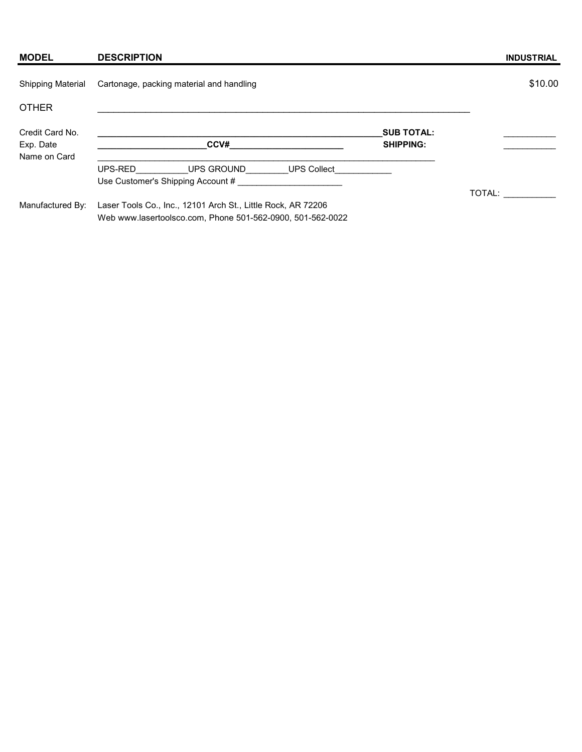| MODEL | DESCRIPTION | | INDUSTRIAL |
|---|---|---|---|
| Shipping Material | Cartonage, packing material and handling | | $10.00 |
| OTHER | ___________________________________________________________________________ | | |
| Credit Card No. | ___________________________________________________________ | SUB TOTAL: | __________ |
| Exp. Date | ______________________CCV#________________________ | SHIPPING: | __________ |
| Name on Card | ___________________________________________________________________________ | | |
| | UPS-RED___________UPS GROUND_________UPS Collect____________ | | |
| | Use Customer's Shipping Account # ______________________ | | |
| | | | TOTAL: __________ |
| Manufactured By: | Laser Tools Co., Inc., 12101 Arch St., Little Rock, AR 72206<br>Web www.lasertoolsco.com, Phone 501-562-0900, 501-562-0022 | | |